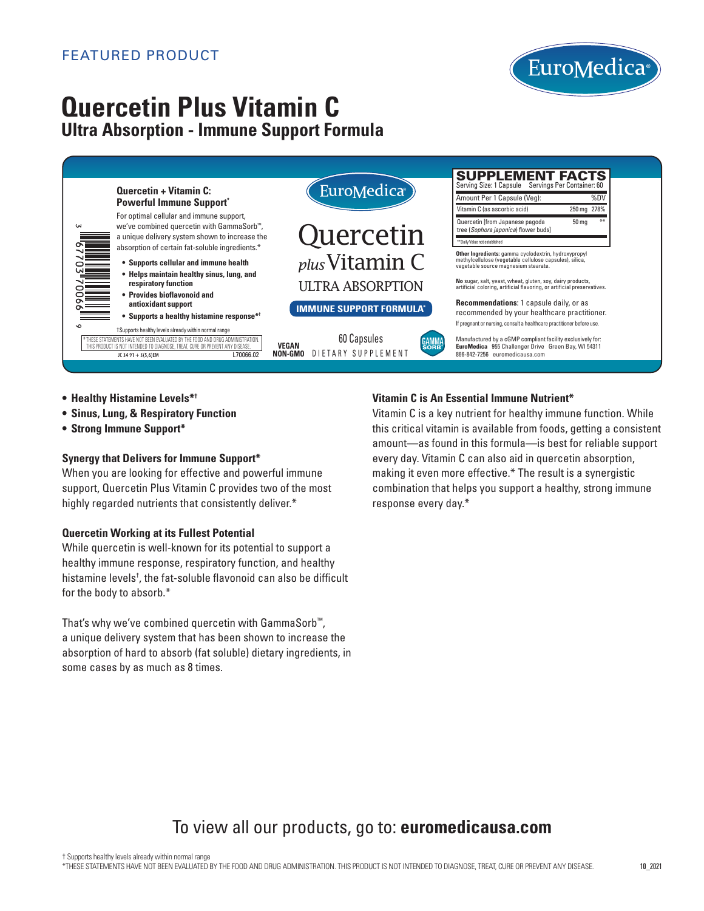FEATURED PRODUCT

EuroMedica®

# Quercetin Plus Vitamin C

## Ultra Absorption - Immune Support Formula

**Quercetin + Vitamin C: Powerful Immune Support***

For optimal cellular and immune support, we've combined quercetin with GammaSorb™, a unique delivery system shown to increase the absorption of certain fat-soluble ingredients.*

- **Supports cellular and immune health**
- **Helps maintain healthy sinus, lung, and respiratory function**
- **Provides bioflavonoid and antioxidant support**
- **Supports a healthy histamine response*†**

†Supports healthy levels already within normal range

*THESE STATEMENTS HAVE NOT BEEN EVALUATED BY THE FOOD AND DRUG ADMINISTRATION. THIS PRODUCT IS NOT INTENDED TO DIAGNOSE, TREAT, CURE OR PREVENT ANY DISEASE.

JC 34 91 + 3(5,6)EM L70066.02

EuroMedica®

Quercetin *plus* Vitamin C

ULTRA ABSORPTION

**IMMUNE SUPPORT FORMULA***

VEGAN NON-GMO

60 Capsules

DIETARY SUPPLEMENT

GAMMA SORB

**SUPPLEMENT FACTS**

Serving Size: 1 Capsule Servings Per Container: 60

| Amount Per 1 Capsule (Veg): | | %DV |
|---|---|---|
| Vitamin C (as ascorbic acid) | 250 mg | 278% |
| Quercetin (from Japanese pagoda tree (*Sophora japonica*) flower buds) | 50 mg | ** |

**Daily Value not established

**Other Ingredients:** gamma cyclodextrin, hydroxypropyl methylcellulose (vegetable cellulose capsules), silica, vegetable source magnesium stearate.

**No** sugar, salt, yeast, wheat, gluten, soy, dairy products, artificial coloring, artificial flavoring, or artificial preservatives.

**Recommendations**: 1 capsule daily, or as recommended by your healthcare practitioner.

If pregnant or nursing, consult a healthcare practitioner before use.

Manufactured by a cGMP compliant facility exclusively for: **EuroMedica** 955 Challenger Drive Green Bay, WI 54311 866-842-7256 euromedicausa.com

- **Healthy Histamine Levels*†**
- **Sinus, Lung, & Respiratory Function**
- **Strong Immune Support***

### Synergy that Delivers for Immune Support*

When you are looking for effective and powerful immune support, Quercetin Plus Vitamin C provides two of the most highly regarded nutrients that consistently deliver.*

### Quercetin Working at its Fullest Potential

While quercetin is well-known for its potential to support a healthy immune response, respiratory function, and healthy histamine levels†, the fat-soluble flavonoid can also be difficult for the body to absorb.*

That's why we've combined quercetin with GammaSorb™, a unique delivery system that has been shown to increase the absorption of hard to absorb (fat soluble) dietary ingredients, in some cases by as much as 8 times.

### Vitamin C is An Essential Immune Nutrient*

Vitamin C is a key nutrient for healthy immune function. While this critical vitamin is available from foods, getting a consistent amount—as found in this formula—is best for reliable support every day. Vitamin C can also aid in quercetin absorption, making it even more effective.* The result is a synergistic combination that helps you support a healthy, strong immune response every day.*

To view all our products, go to: **euromedicausa.com**

† Supports healthy levels already within normal range

*THESE STATEMENTS HAVE NOT BEEN EVALUATED BY THE FOOD AND DRUG ADMINISTRATION. THIS PRODUCT IS NOT INTENDED TO DIAGNOSE, TREAT, CURE OR PREVENT ANY DISEASE.

10_2021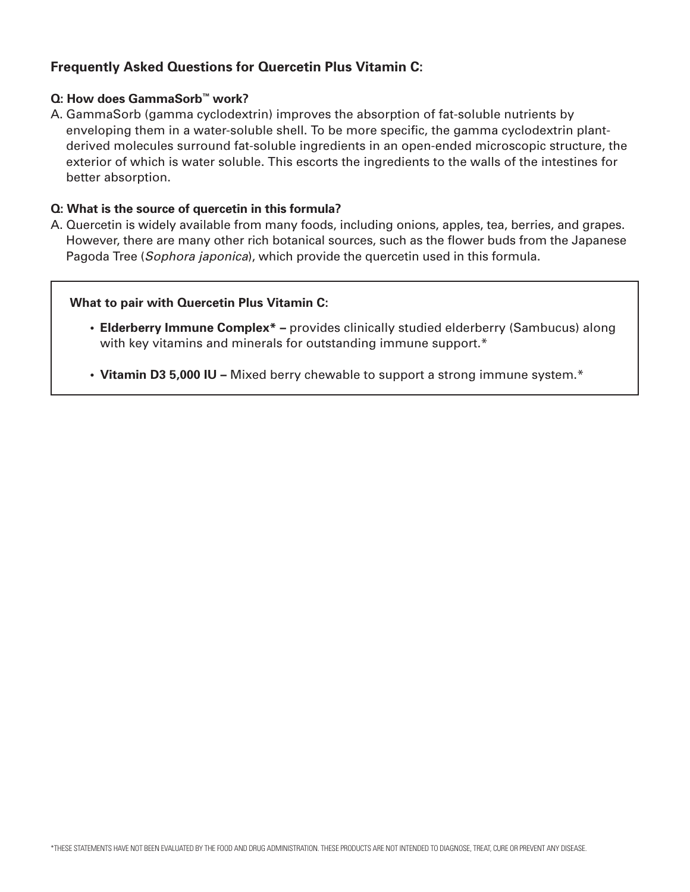### Frequently Asked Questions for Quercetin Plus Vitamin C:

**Q: How does GammaSorb™ work?**

A. GammaSorb (gamma cyclodextrin) improves the absorption of fat-soluble nutrients by enveloping them in a water-soluble shell. To be more specific, the gamma cyclodextrin plant-derived molecules surround fat-soluble ingredients in an open-ended microscopic structure, the exterior of which is water soluble. This escorts the ingredients to the walls of the intestines for better absorption.

**Q: What is the source of quercetin in this formula?**

A. Quercetin is widely available from many foods, including onions, apples, tea, berries, and grapes. However, there are many other rich botanical sources, such as the flower buds from the Japanese Pagoda Tree (*Sophora japonica*), which provide the quercetin used in this formula.

**What to pair with Quercetin Plus Vitamin C:**

- **Elderberry Immune Complex* –** provides clinically studied elderberry (Sambucus) along with key vitamins and minerals for outstanding immune support.*
- **Vitamin D3 5,000 IU –** Mixed berry chewable to support a strong immune system.*

*THESE STATEMENTS HAVE NOT BEEN EVALUATED BY THE FOOD AND DRUG ADMINISTRATION. THESE PRODUCTS ARE NOT INTENDED TO DIAGNOSE, TREAT, CURE OR PREVENT ANY DISEASE.